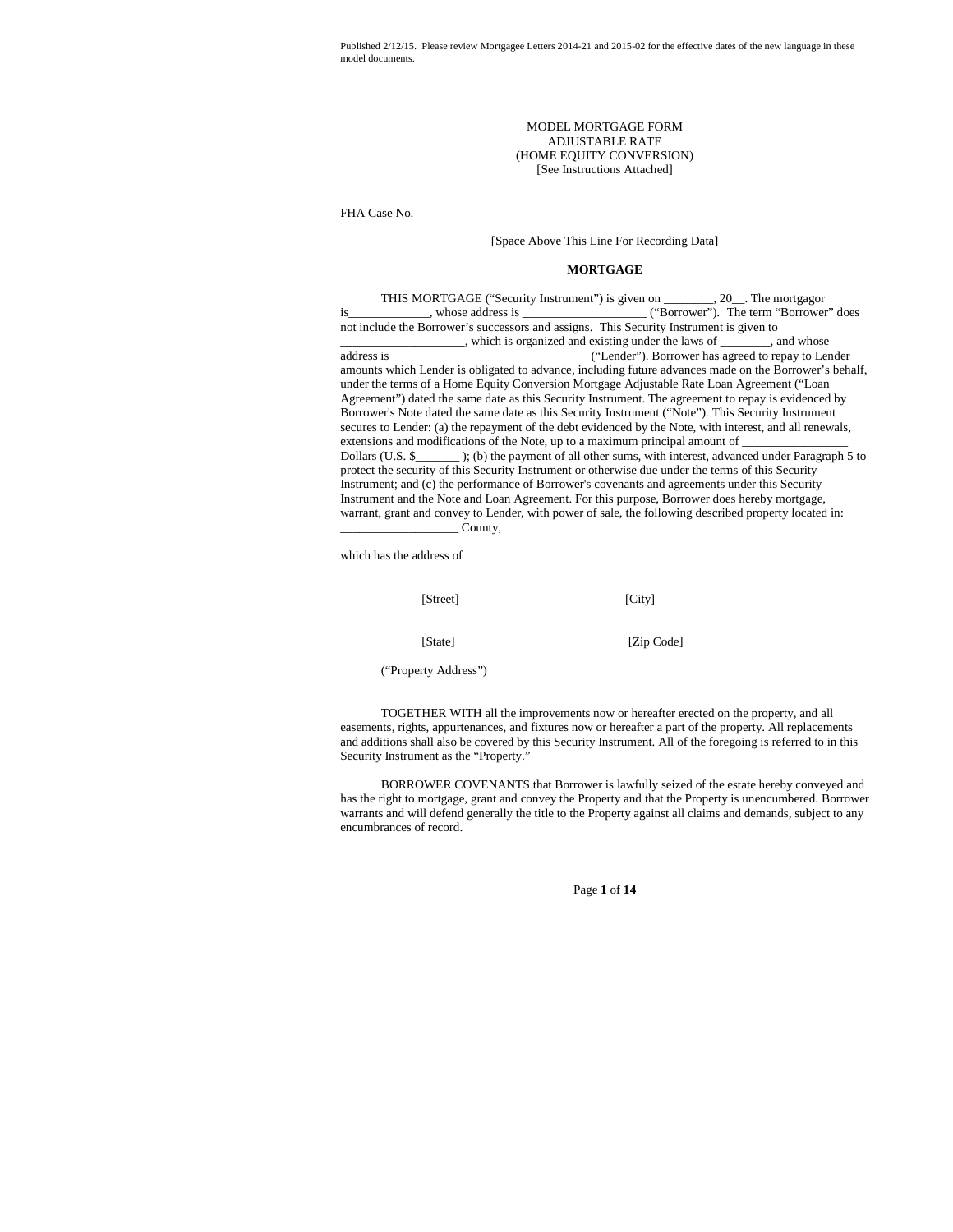Published 2/12/15. Please review Mortgagee Letters 2014-21 and 2015-02 for the effective dates of the new language in these model documents.

---

MODEL MORTGAGE FORM
ADJUSTABLE RATE
(HOME EQUITY CONVERSION)
[See Instructions Attached]

FHA Case No.

[Space Above This Line For Recording Data]

**MORTGAGE**

THIS MORTGAGE ("Security Instrument") is given on ________, 20__. The mortgagor is____________, whose address is ___________________ ("Borrower"). The term "Borrower" does not include the Borrower's successors and assigns. This Security Instrument is given to ___________________, which is organized and existing under the laws of ________, and whose address is_______________________________ ("Lender"). Borrower has agreed to repay to Lender amounts which Lender is obligated to advance, including future advances made on the Borrower's behalf, under the terms of a Home Equity Conversion Mortgage Adjustable Rate Loan Agreement ("Loan Agreement") dated the same date as this Security Instrument. The agreement to repay is evidenced by Borrower's Note dated the same date as this Security Instrument ("Note"). This Security Instrument secures to Lender: (a) the repayment of the debt evidenced by the Note, with interest, and all renewals, extensions and modifications of the Note, up to a maximum principal amount of ________________ Dollars (U.S. $_______ ); (b) the payment of all other sums, with interest, advanced under Paragraph 5 to protect the security of this Security Instrument or otherwise due under the terms of this Security Instrument; and (c) the performance of Borrower's covenants and agreements under this Security Instrument and the Note and Loan Agreement. For this purpose, Borrower does hereby mortgage, warrant, grant and convey to Lender, with power of sale, the following described property located in: __________________ County,

which has the address of

[Street] [City]

[State] [Zip Code]

("Property Address")

TOGETHER WITH all the improvements now or hereafter erected on the property, and all easements, rights, appurtenances, and fixtures now or hereafter a part of the property. All replacements and additions shall also be covered by this Security Instrument. All of the foregoing is referred to in this Security Instrument as the "Property."

BORROWER COVENANTS that Borrower is lawfully seized of the estate hereby conveyed and has the right to mortgage, grant and convey the Property and that the Property is unencumbered. Borrower warrants and will defend generally the title to the Property against all claims and demands, subject to any encumbrances of record.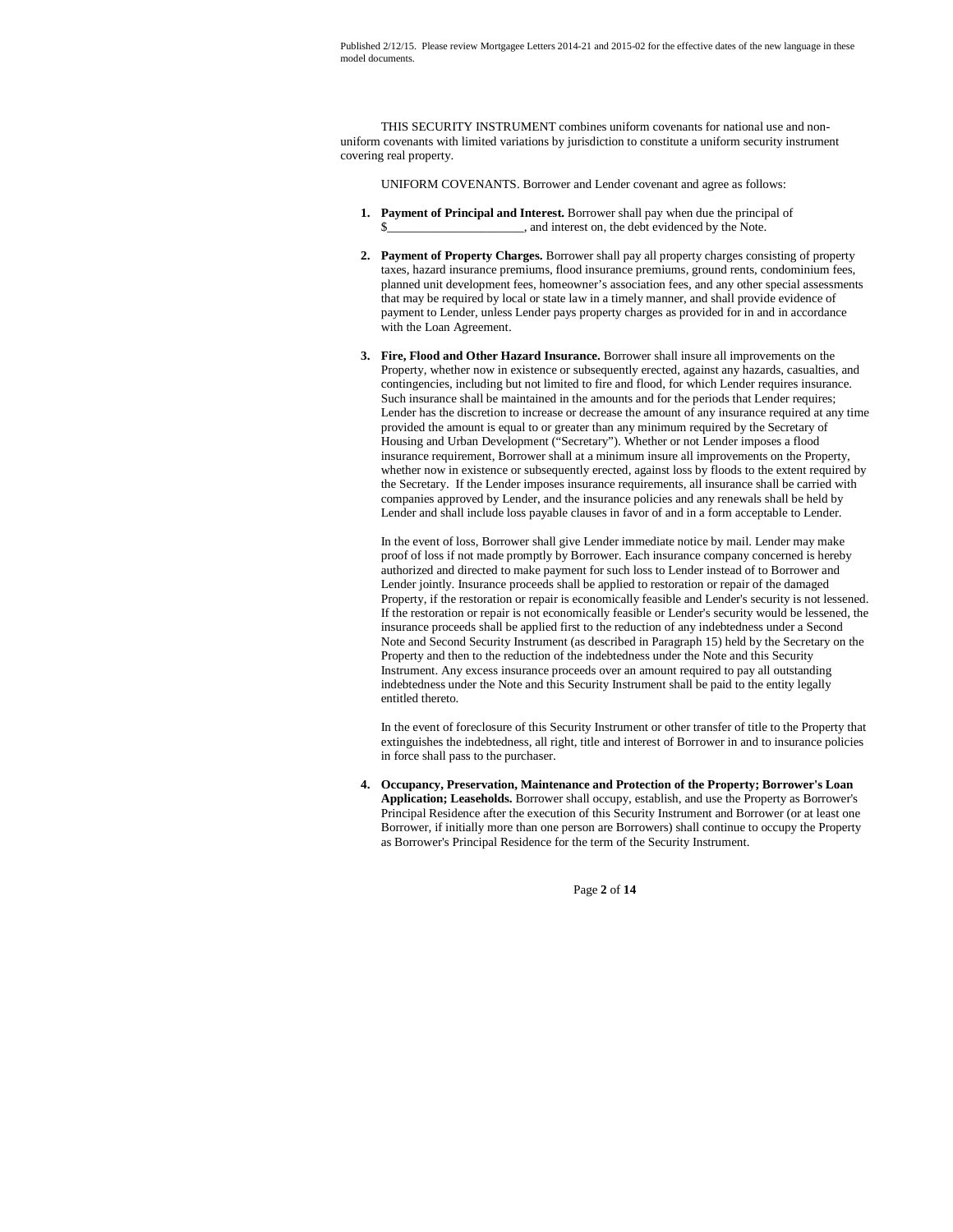THIS SECURITY INSTRUMENT combines uniform covenants for national use and non-uniform covenants with limited variations by jurisdiction to constitute a uniform security instrument covering real property.

UNIFORM COVENANTS. Borrower and Lender covenant and agree as follows:

1. **Payment of Principal and Interest.** Borrower shall pay when due the principal of $______________________, and interest on, the debt evidenced by the Note.

2. **Payment of Property Charges.** Borrower shall pay all property charges consisting of property taxes, hazard insurance premiums, flood insurance premiums, ground rents, condominium fees, planned unit development fees, homeowner's association fees, and any other special assessments that may be required by local or state law in a timely manner, and shall provide evidence of payment to Lender, unless Lender pays property charges as provided for in and in accordance with the Loan Agreement.

3. **Fire, Flood and Other Hazard Insurance.** Borrower shall insure all improvements on the Property, whether now in existence or subsequently erected, against any hazards, casualties, and contingencies, including but not limited to fire and flood, for which Lender requires insurance. Such insurance shall be maintained in the amounts and for the periods that Lender requires; Lender has the discretion to increase or decrease the amount of any insurance required at any time provided the amount is equal to or greater than any minimum required by the Secretary of Housing and Urban Development ("Secretary"). Whether or not Lender imposes a flood insurance requirement, Borrower shall at a minimum insure all improvements on the Property, whether now in existence or subsequently erected, against loss by floods to the extent required by the Secretary. If the Lender imposes insurance requirements, all insurance shall be carried with companies approved by Lender, and the insurance policies and any renewals shall be held by Lender and shall include loss payable clauses in favor of and in a form acceptable to Lender.

   In the event of loss, Borrower shall give Lender immediate notice by mail. Lender may make proof of loss if not made promptly by Borrower. Each insurance company concerned is hereby authorized and directed to make payment for such loss to Lender instead of to Borrower and Lender jointly. Insurance proceeds shall be applied to restoration or repair of the damaged Property, if the restoration or repair is economically feasible and Lender's security is not lessened. If the restoration or repair is not economically feasible or Lender's security would be lessened, the insurance proceeds shall be applied first to the reduction of any indebtedness under a Second Note and Second Security Instrument (as described in Paragraph 15) held by the Secretary on the Property and then to the reduction of the indebtedness under the Note and this Security Instrument. Any excess insurance proceeds over an amount required to pay all outstanding indebtedness under the Note and this Security Instrument shall be paid to the entity legally entitled thereto.

   In the event of foreclosure of this Security Instrument or other transfer of title to the Property that extinguishes the indebtedness, all right, title and interest of Borrower in and to insurance policies in force shall pass to the purchaser.

4. **Occupancy, Preservation, Maintenance and Protection of the Property; Borrower's Loan Application; Leaseholds.** Borrower shall occupy, establish, and use the Property as Borrower's Principal Residence after the execution of this Security Instrument and Borrower (or at least one Borrower, if initially more than one person are Borrowers) shall continue to occupy the Property as Borrower's Principal Residence for the term of the Security Instrument.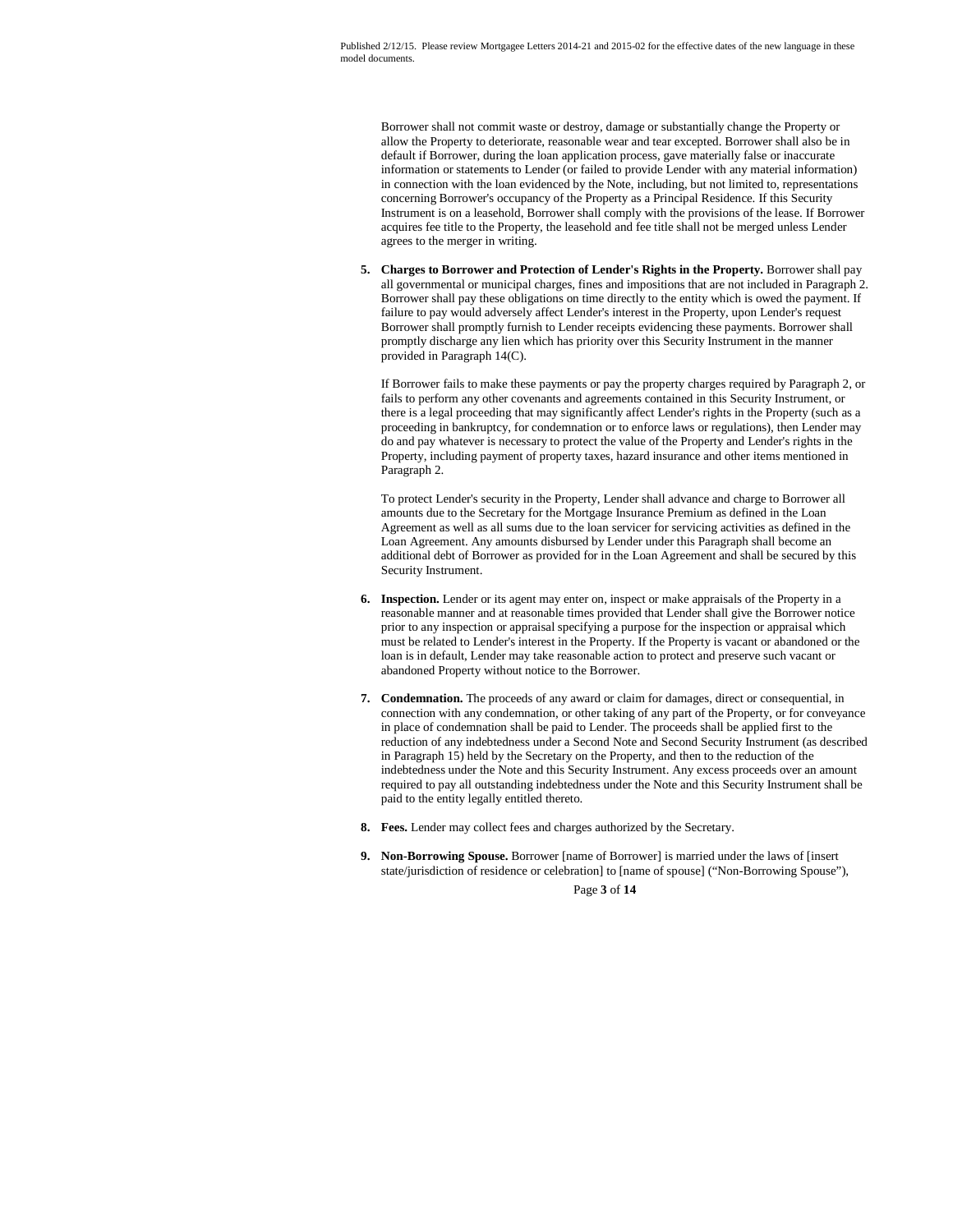Borrower shall not commit waste or destroy, damage or substantially change the Property or allow the Property to deteriorate, reasonable wear and tear excepted. Borrower shall also be in default if Borrower, during the loan application process, gave materially false or inaccurate information or statements to Lender (or failed to provide Lender with any material information) in connection with the loan evidenced by the Note, including, but not limited to, representations concerning Borrower's occupancy of the Property as a Principal Residence. If this Security Instrument is on a leasehold, Borrower shall comply with the provisions of the lease. If Borrower acquires fee title to the Property, the leasehold and fee title shall not be merged unless Lender agrees to the merger in writing.

5. **Charges to Borrower and Protection of Lender's Rights in the Property.** Borrower shall pay all governmental or municipal charges, fines and impositions that are not included in Paragraph 2. Borrower shall pay these obligations on time directly to the entity which is owed the payment. If failure to pay would adversely affect Lender's interest in the Property, upon Lender's request Borrower shall promptly furnish to Lender receipts evidencing these payments. Borrower shall promptly discharge any lien which has priority over this Security Instrument in the manner provided in Paragraph 14(C).

   If Borrower fails to make these payments or pay the property charges required by Paragraph 2, or fails to perform any other covenants and agreements contained in this Security Instrument, or there is a legal proceeding that may significantly affect Lender's rights in the Property (such as a proceeding in bankruptcy, for condemnation or to enforce laws or regulations), then Lender may do and pay whatever is necessary to protect the value of the Property and Lender's rights in the Property, including payment of property taxes, hazard insurance and other items mentioned in Paragraph 2.

   To protect Lender's security in the Property, Lender shall advance and charge to Borrower all amounts due to the Secretary for the Mortgage Insurance Premium as defined in the Loan Agreement as well as all sums due to the loan servicer for servicing activities as defined in the Loan Agreement. Any amounts disbursed by Lender under this Paragraph shall become an additional debt of Borrower as provided for in the Loan Agreement and shall be secured by this Security Instrument.

6. **Inspection.** Lender or its agent may enter on, inspect or make appraisals of the Property in a reasonable manner and at reasonable times provided that Lender shall give the Borrower notice prior to any inspection or appraisal specifying a purpose for the inspection or appraisal which must be related to Lender's interest in the Property. If the Property is vacant or abandoned or the loan is in default, Lender may take reasonable action to protect and preserve such vacant or abandoned Property without notice to the Borrower.

7. **Condemnation.** The proceeds of any award or claim for damages, direct or consequential, in connection with any condemnation, or other taking of any part of the Property, or for conveyance in place of condemnation shall be paid to Lender. The proceeds shall be applied first to the reduction of any indebtedness under a Second Note and Second Security Instrument (as described in Paragraph 15) held by the Secretary on the Property, and then to the reduction of the indebtedness under the Note and this Security Instrument. Any excess proceeds over an amount required to pay all outstanding indebtedness under the Note and this Security Instrument shall be paid to the entity legally entitled thereto.

8. **Fees.** Lender may collect fees and charges authorized by the Secretary.

9. **Non-Borrowing Spouse.** Borrower [name of Borrower] is married under the laws of [insert state/jurisdiction of residence or celebration] to [name of spouse] ("Non-Borrowing Spouse"),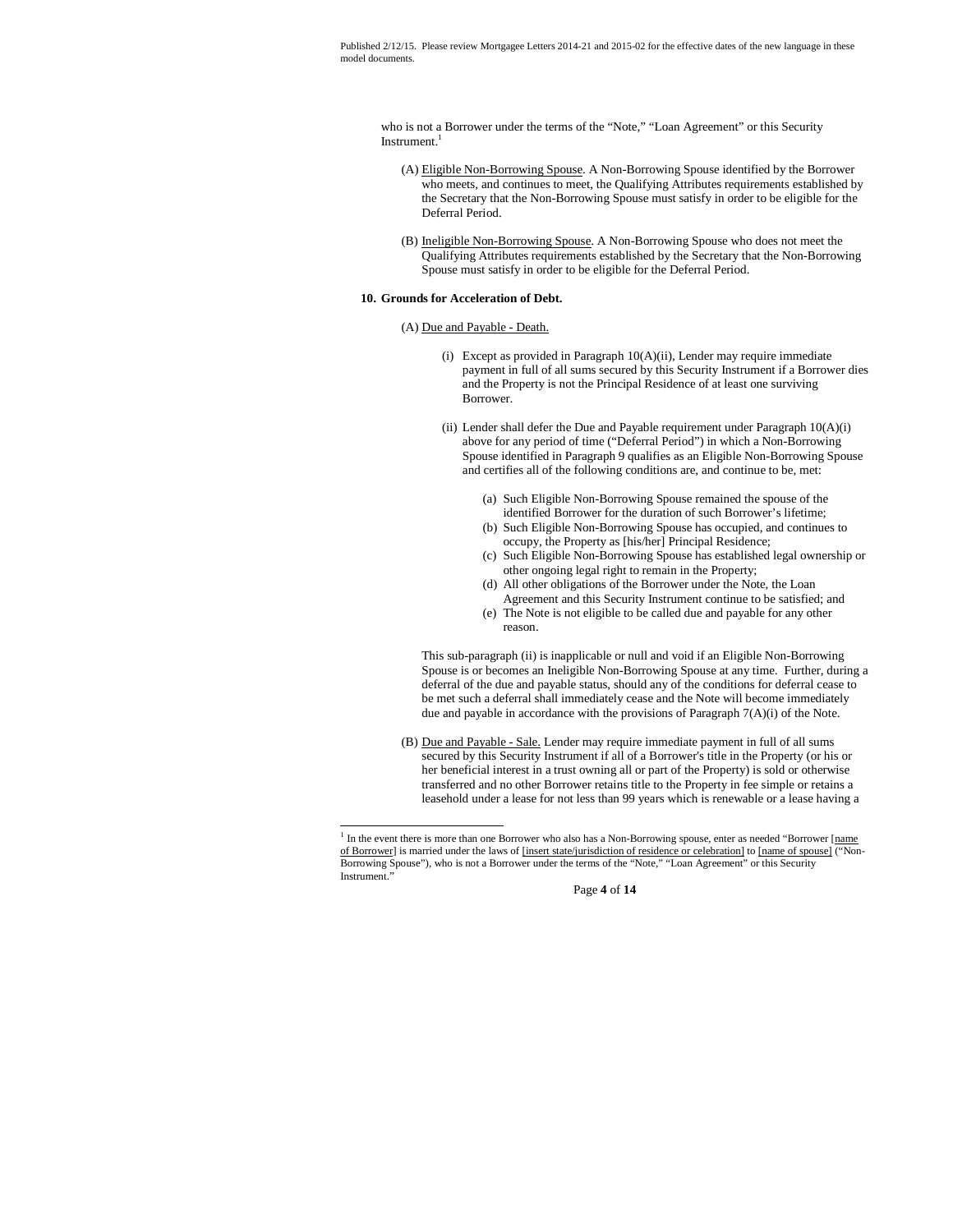who is not a Borrower under the terms of the "Note," "Loan Agreement" or this Security Instrument.[1]

(A) Eligible Non-Borrowing Spouse. A Non-Borrowing Spouse identified by the Borrower who meets, and continues to meet, the Qualifying Attributes requirements established by the Secretary that the Non-Borrowing Spouse must satisfy in order to be eligible for the Deferral Period.

(B) Ineligible Non-Borrowing Spouse. A Non-Borrowing Spouse who does not meet the Qualifying Attributes requirements established by the Secretary that the Non-Borrowing Spouse must satisfy in order to be eligible for the Deferral Period.

**10. Grounds for Acceleration of Debt.**

(A) Due and Payable - Death.

(i) Except as provided in Paragraph 10(A)(ii), Lender may require immediate payment in full of all sums secured by this Security Instrument if a Borrower dies and the Property is not the Principal Residence of at least one surviving Borrower.

(ii) Lender shall defer the Due and Payable requirement under Paragraph 10(A)(i) above for any period of time ("Deferral Period") in which a Non-Borrowing Spouse identified in Paragraph 9 qualifies as an Eligible Non-Borrowing Spouse and certifies all of the following conditions are, and continue to be, met:

(a) Such Eligible Non-Borrowing Spouse remained the spouse of the identified Borrower for the duration of such Borrower's lifetime;
(b) Such Eligible Non-Borrowing Spouse has occupied, and continues to occupy, the Property as [his/her] Principal Residence;
(c) Such Eligible Non-Borrowing Spouse has established legal ownership or other ongoing legal right to remain in the Property;
(d) All other obligations of the Borrower under the Note, the Loan Agreement and this Security Instrument continue to be satisfied; and
(e) The Note is not eligible to be called due and payable for any other reason.

This sub-paragraph (ii) is inapplicable or null and void if an Eligible Non-Borrowing Spouse is or becomes an Ineligible Non-Borrowing Spouse at any time. Further, during a deferral of the due and payable status, should any of the conditions for deferral cease to be met such a deferral shall immediately cease and the Note will become immediately due and payable in accordance with the provisions of Paragraph 7(A)(i) of the Note.

(B) Due and Payable - Sale. Lender may require immediate payment in full of all sums secured by this Security Instrument if all of a Borrower's title in the Property (or his or her beneficial interest in a trust owning all or part of the Property) is sold or otherwise transferred and no other Borrower retains title to the Property in fee simple or retains a leasehold under a lease for not less than 99 years which is renewable or a lease having a

[1] In the event there is more than one Borrower who also has a Non-Borrowing spouse, enter as needed "Borrower [name of Borrower] is married under the laws of [insert state/jurisdiction of residence or celebration] to [name of spouse] ("Non-Borrowing Spouse"), who is not a Borrower under the terms of the "Note," "Loan Agreement" or this Security Instrument."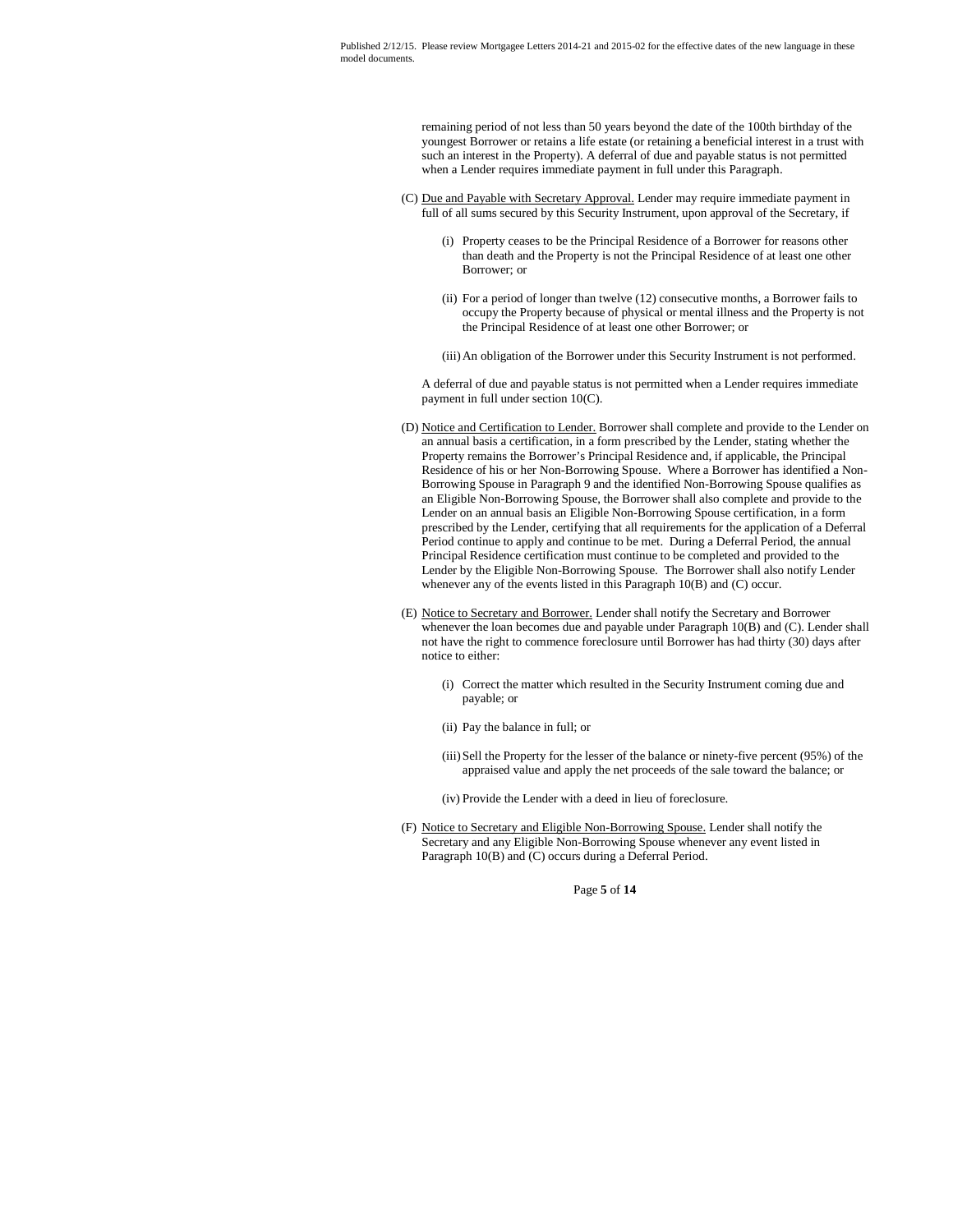remaining period of not less than 50 years beyond the date of the 100th birthday of the youngest Borrower or retains a life estate (or retaining a beneficial interest in a trust with such an interest in the Property). A deferral of due and payable status is not permitted when a Lender requires immediate payment in full under this Paragraph.

(C) Due and Payable with Secretary Approval. Lender may require immediate payment in full of all sums secured by this Security Instrument, upon approval of the Secretary, if

(i) Property ceases to be the Principal Residence of a Borrower for reasons other than death and the Property is not the Principal Residence of at least one other Borrower; or

(ii) For a period of longer than twelve (12) consecutive months, a Borrower fails to occupy the Property because of physical or mental illness and the Property is not the Principal Residence of at least one other Borrower; or

(iii) An obligation of the Borrower under this Security Instrument is not performed.

A deferral of due and payable status is not permitted when a Lender requires immediate payment in full under section 10(C).

(D) Notice and Certification to Lender. Borrower shall complete and provide to the Lender on an annual basis a certification, in a form prescribed by the Lender, stating whether the Property remains the Borrower's Principal Residence and, if applicable, the Principal Residence of his or her Non-Borrowing Spouse. Where a Borrower has identified a Non-Borrowing Spouse in Paragraph 9 and the identified Non-Borrowing Spouse qualifies as an Eligible Non-Borrowing Spouse, the Borrower shall also complete and provide to the Lender on an annual basis an Eligible Non-Borrowing Spouse certification, in a form prescribed by the Lender, certifying that all requirements for the application of a Deferral Period continue to apply and continue to be met. During a Deferral Period, the annual Principal Residence certification must continue to be completed and provided to the Lender by the Eligible Non-Borrowing Spouse. The Borrower shall also notify Lender whenever any of the events listed in this Paragraph 10(B) and (C) occur.

(E) Notice to Secretary and Borrower. Lender shall notify the Secretary and Borrower whenever the loan becomes due and payable under Paragraph 10(B) and (C). Lender shall not have the right to commence foreclosure until Borrower has had thirty (30) days after notice to either:

(i) Correct the matter which resulted in the Security Instrument coming due and payable; or

(ii) Pay the balance in full; or

(iii) Sell the Property for the lesser of the balance or ninety-five percent (95%) of the appraised value and apply the net proceeds of the sale toward the balance; or

(iv) Provide the Lender with a deed in lieu of foreclosure.

(F) Notice to Secretary and Eligible Non-Borrowing Spouse. Lender shall notify the Secretary and any Eligible Non-Borrowing Spouse whenever any event listed in Paragraph 10(B) and (C) occurs during a Deferral Period.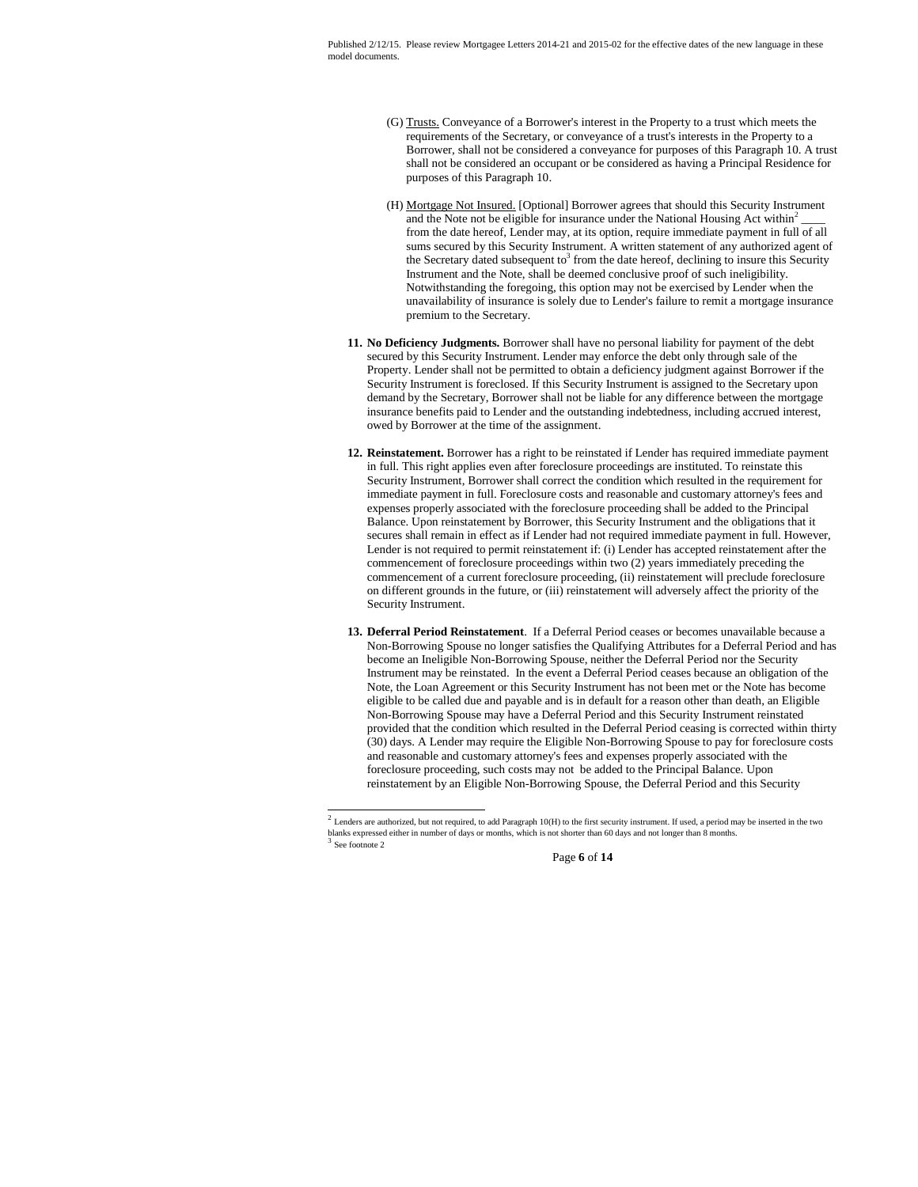Published 2/12/15. Please review Mortgagee Letters 2014-21 and 2015-02 for the effective dates of the new language in these model documents.

(G) Trusts. Conveyance of a Borrower's interest in the Property to a trust which meets the requirements of the Secretary, or conveyance of a trust's interests in the Property to a Borrower, shall not be considered a conveyance for purposes of this Paragraph 10. A trust shall not be considered an occupant or be considered as having a Principal Residence for purposes of this Paragraph 10.

(H) Mortgage Not Insured. [Optional] Borrower agrees that should this Security Instrument and the Note not be eligible for insurance under the National Housing Act within[2] ____ from the date hereof, Lender may, at its option, require immediate payment in full of all sums secured by this Security Instrument. A written statement of any authorized agent of the Secretary dated subsequent to[3] from the date hereof, declining to insure this Security Instrument and the Note, shall be deemed conclusive proof of such ineligibility. Notwithstanding the foregoing, this option may not be exercised by Lender when the unavailability of insurance is solely due to Lender's failure to remit a mortgage insurance premium to the Secretary.

**11. No Deficiency Judgments.** Borrower shall have no personal liability for payment of the debt secured by this Security Instrument. Lender may enforce the debt only through sale of the Property. Lender shall not be permitted to obtain a deficiency judgment against Borrower if the Security Instrument is foreclosed. If this Security Instrument is assigned to the Secretary upon demand by the Secretary, Borrower shall not be liable for any difference between the mortgage insurance benefits paid to Lender and the outstanding indebtedness, including accrued interest, owed by Borrower at the time of the assignment.

**12. Reinstatement.** Borrower has a right to be reinstated if Lender has required immediate payment in full. This right applies even after foreclosure proceedings are instituted. To reinstate this Security Instrument, Borrower shall correct the condition which resulted in the requirement for immediate payment in full. Foreclosure costs and reasonable and customary attorney's fees and expenses properly associated with the foreclosure proceeding shall be added to the Principal Balance. Upon reinstatement by Borrower, this Security Instrument and the obligations that it secures shall remain in effect as if Lender had not required immediate payment in full. However, Lender is not required to permit reinstatement if: (i) Lender has accepted reinstatement after the commencement of foreclosure proceedings within two (2) years immediately preceding the commencement of a current foreclosure proceeding, (ii) reinstatement will preclude foreclosure on different grounds in the future, or (iii) reinstatement will adversely affect the priority of the Security Instrument.

**13. Deferral Period Reinstatement**. If a Deferral Period ceases or becomes unavailable because a Non-Borrowing Spouse no longer satisfies the Qualifying Attributes for a Deferral Period and has become an Ineligible Non-Borrowing Spouse, neither the Deferral Period nor the Security Instrument may be reinstated. In the event a Deferral Period ceases because an obligation of the Note, the Loan Agreement or this Security Instrument has not been met or the Note has become eligible to be called due and payable and is in default for a reason other than death, an Eligible Non-Borrowing Spouse may have a Deferral Period and this Security Instrument reinstated provided that the condition which resulted in the Deferral Period ceasing is corrected within thirty (30) days. A Lender may require the Eligible Non-Borrowing Spouse to pay for foreclosure costs and reasonable and customary attorney's fees and expenses properly associated with the foreclosure proceeding, such costs may not be added to the Principal Balance. Upon reinstatement by an Eligible Non-Borrowing Spouse, the Deferral Period and this Security

---

[2] Lenders are authorized, but not required, to add Paragraph 10(H) to the first security instrument. If used, a period may be inserted in the two blanks expressed either in number of days or months, which is not shorter than 60 days and not longer than 8 months.

[3] See footnote 2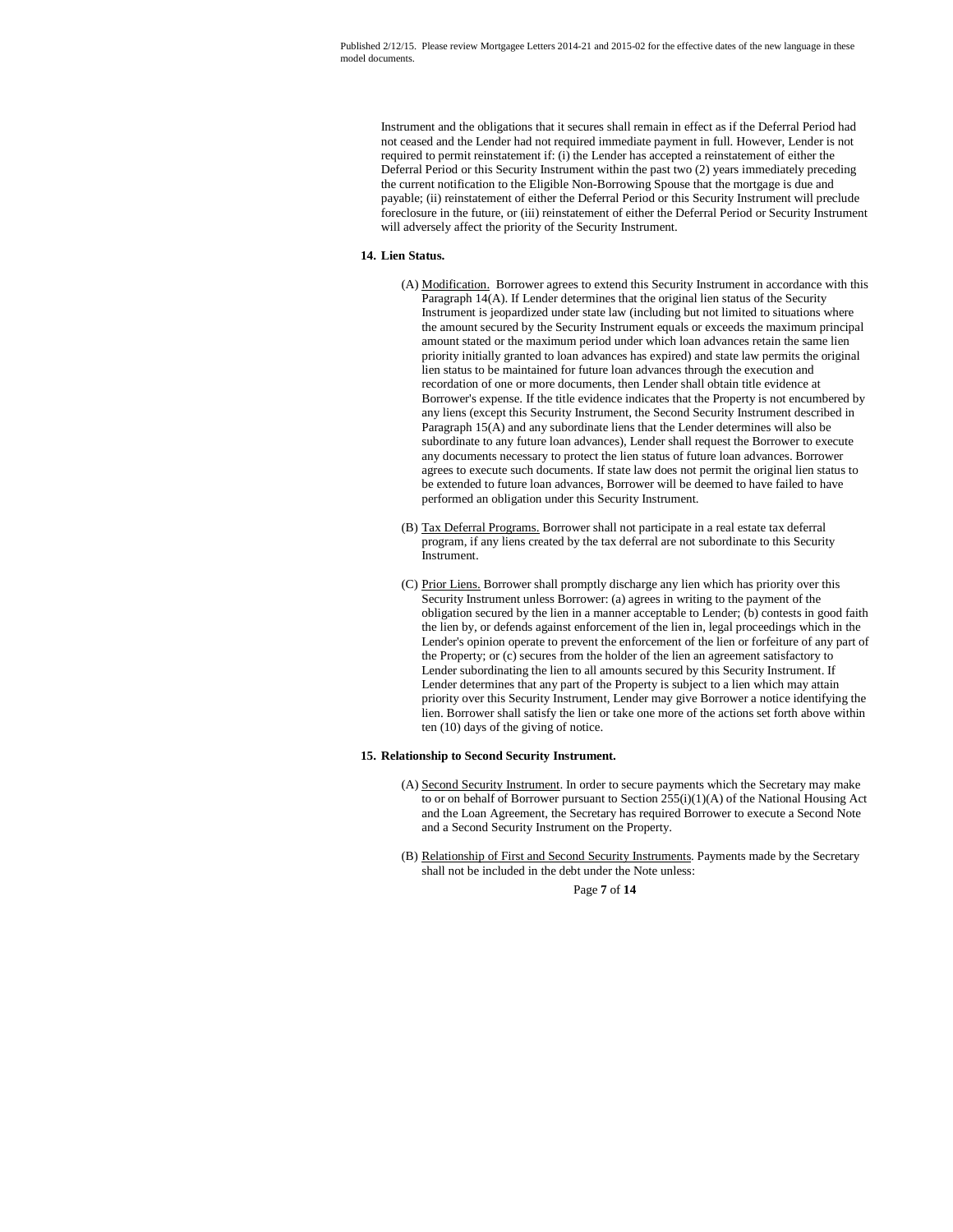Instrument and the obligations that it secures shall remain in effect as if the Deferral Period had not ceased and the Lender had not required immediate payment in full. However, Lender is not required to permit reinstatement if: (i) the Lender has accepted a reinstatement of either the Deferral Period or this Security Instrument within the past two (2) years immediately preceding the current notification to the Eligible Non-Borrowing Spouse that the mortgage is due and payable; (ii) reinstatement of either the Deferral Period or this Security Instrument will preclude foreclosure in the future, or (iii) reinstatement of either the Deferral Period or Security Instrument will adversely affect the priority of the Security Instrument.

**14. Lien Status.**

(A) Modification. Borrower agrees to extend this Security Instrument in accordance with this Paragraph 14(A). If Lender determines that the original lien status of the Security Instrument is jeopardized under state law (including but not limited to situations where the amount secured by the Security Instrument equals or exceeds the maximum principal amount stated or the maximum period under which loan advances retain the same lien priority initially granted to loan advances has expired) and state law permits the original lien status to be maintained for future loan advances through the execution and recordation of one or more documents, then Lender shall obtain title evidence at Borrower's expense. If the title evidence indicates that the Property is not encumbered by any liens (except this Security Instrument, the Second Security Instrument described in Paragraph 15(A) and any subordinate liens that the Lender determines will also be subordinate to any future loan advances), Lender shall request the Borrower to execute any documents necessary to protect the lien status of future loan advances. Borrower agrees to execute such documents. If state law does not permit the original lien status to be extended to future loan advances, Borrower will be deemed to have failed to have performed an obligation under this Security Instrument.

(B) Tax Deferral Programs. Borrower shall not participate in a real estate tax deferral program, if any liens created by the tax deferral are not subordinate to this Security Instrument.

(C) Prior Liens. Borrower shall promptly discharge any lien which has priority over this Security Instrument unless Borrower: (a) agrees in writing to the payment of the obligation secured by the lien in a manner acceptable to Lender; (b) contests in good faith the lien by, or defends against enforcement of the lien in, legal proceedings which in the Lender's opinion operate to prevent the enforcement of the lien or forfeiture of any part of the Property; or (c) secures from the holder of the lien an agreement satisfactory to Lender subordinating the lien to all amounts secured by this Security Instrument. If Lender determines that any part of the Property is subject to a lien which may attain priority over this Security Instrument, Lender may give Borrower a notice identifying the lien. Borrower shall satisfy the lien or take one more of the actions set forth above within ten (10) days of the giving of notice.

**15. Relationship to Second Security Instrument.**

(A) Second Security Instrument. In order to secure payments which the Secretary may make to or on behalf of Borrower pursuant to Section 255(i)(1)(A) of the National Housing Act and the Loan Agreement, the Secretary has required Borrower to execute a Second Note and a Second Security Instrument on the Property.

(B) Relationship of First and Second Security Instruments. Payments made by the Secretary shall not be included in the debt under the Note unless: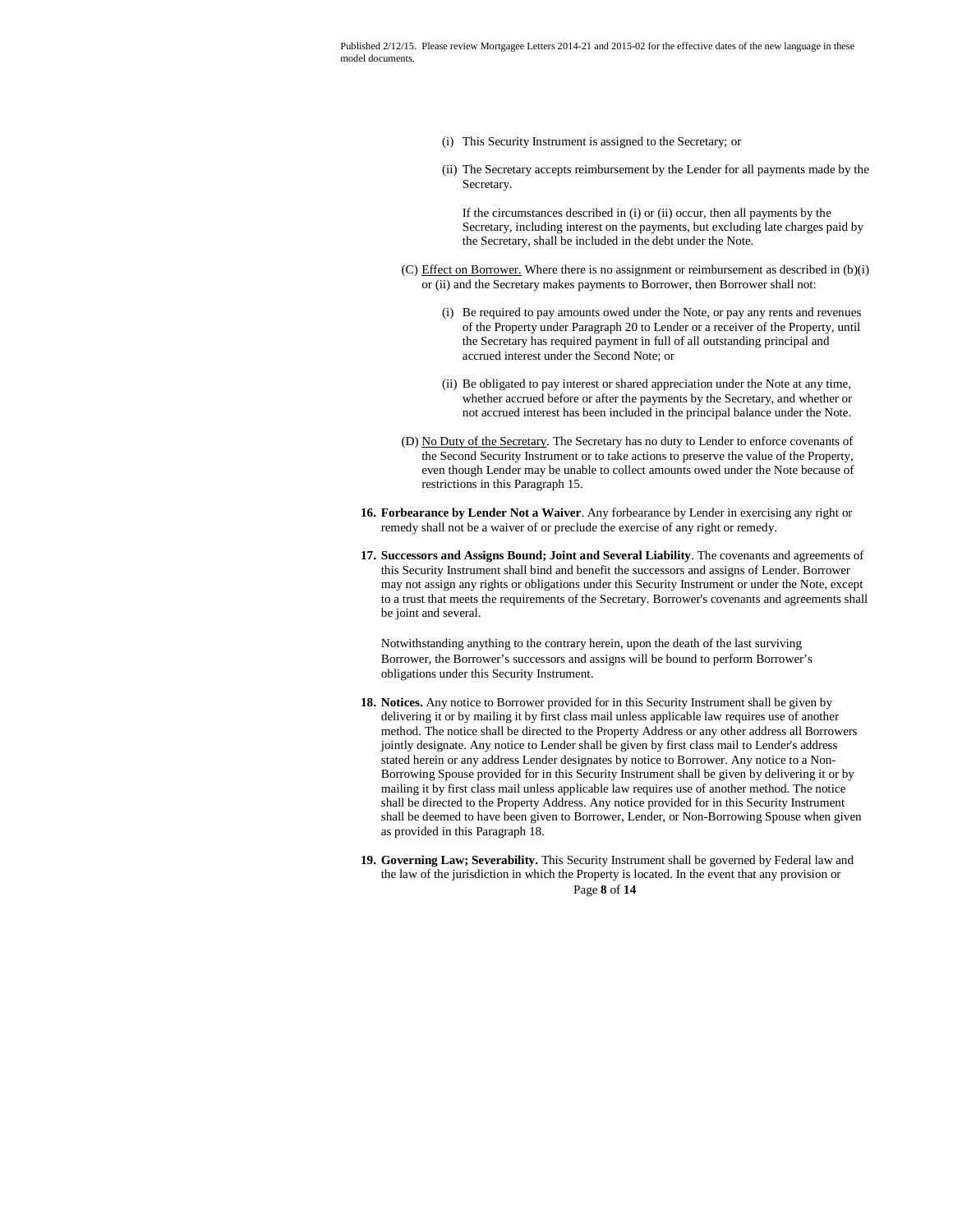(i) This Security Instrument is assigned to the Secretary; or

(ii) The Secretary accepts reimbursement by the Lender for all payments made by the Secretary.

If the circumstances described in (i) or (ii) occur, then all payments by the Secretary, including interest on the payments, but excluding late charges paid by the Secretary, shall be included in the debt under the Note.

(C) Effect on Borrower. Where there is no assignment or reimbursement as described in (b)(i) or (ii) and the Secretary makes payments to Borrower, then Borrower shall not:

(i) Be required to pay amounts owed under the Note, or pay any rents and revenues of the Property under Paragraph 20 to Lender or a receiver of the Property, until the Secretary has required payment in full of all outstanding principal and accrued interest under the Second Note; or

(ii) Be obligated to pay interest or shared appreciation under the Note at any time, whether accrued before or after the payments by the Secretary, and whether or not accrued interest has been included in the principal balance under the Note.

(D) No Duty of the Secretary. The Secretary has no duty to Lender to enforce covenants of the Second Security Instrument or to take actions to preserve the value of the Property, even though Lender may be unable to collect amounts owed under the Note because of restrictions in this Paragraph 15.

**16. Forbearance by Lender Not a Waiver**. Any forbearance by Lender in exercising any right or remedy shall not be a waiver of or preclude the exercise of any right or remedy.

**17. Successors and Assigns Bound; Joint and Several Liability**. The covenants and agreements of this Security Instrument shall bind and benefit the successors and assigns of Lender. Borrower may not assign any rights or obligations under this Security Instrument or under the Note, except to a trust that meets the requirements of the Secretary. Borrower's covenants and agreements shall be joint and several.

Notwithstanding anything to the contrary herein, upon the death of the last surviving Borrower, the Borrower's successors and assigns will be bound to perform Borrower's obligations under this Security Instrument.

**18. Notices.** Any notice to Borrower provided for in this Security Instrument shall be given by delivering it or by mailing it by first class mail unless applicable law requires use of another method. The notice shall be directed to the Property Address or any other address all Borrowers jointly designate. Any notice to Lender shall be given by first class mail to Lender's address stated herein or any address Lender designates by notice to Borrower. Any notice to a Non-Borrowing Spouse provided for in this Security Instrument shall be given by delivering it or by mailing it by first class mail unless applicable law requires use of another method. The notice shall be directed to the Property Address. Any notice provided for in this Security Instrument shall be deemed to have been given to Borrower, Lender, or Non-Borrowing Spouse when given as provided in this Paragraph 18.

**19. Governing Law; Severability.** This Security Instrument shall be governed by Federal law and the law of the jurisdiction in which the Property is located. In the event that any provision or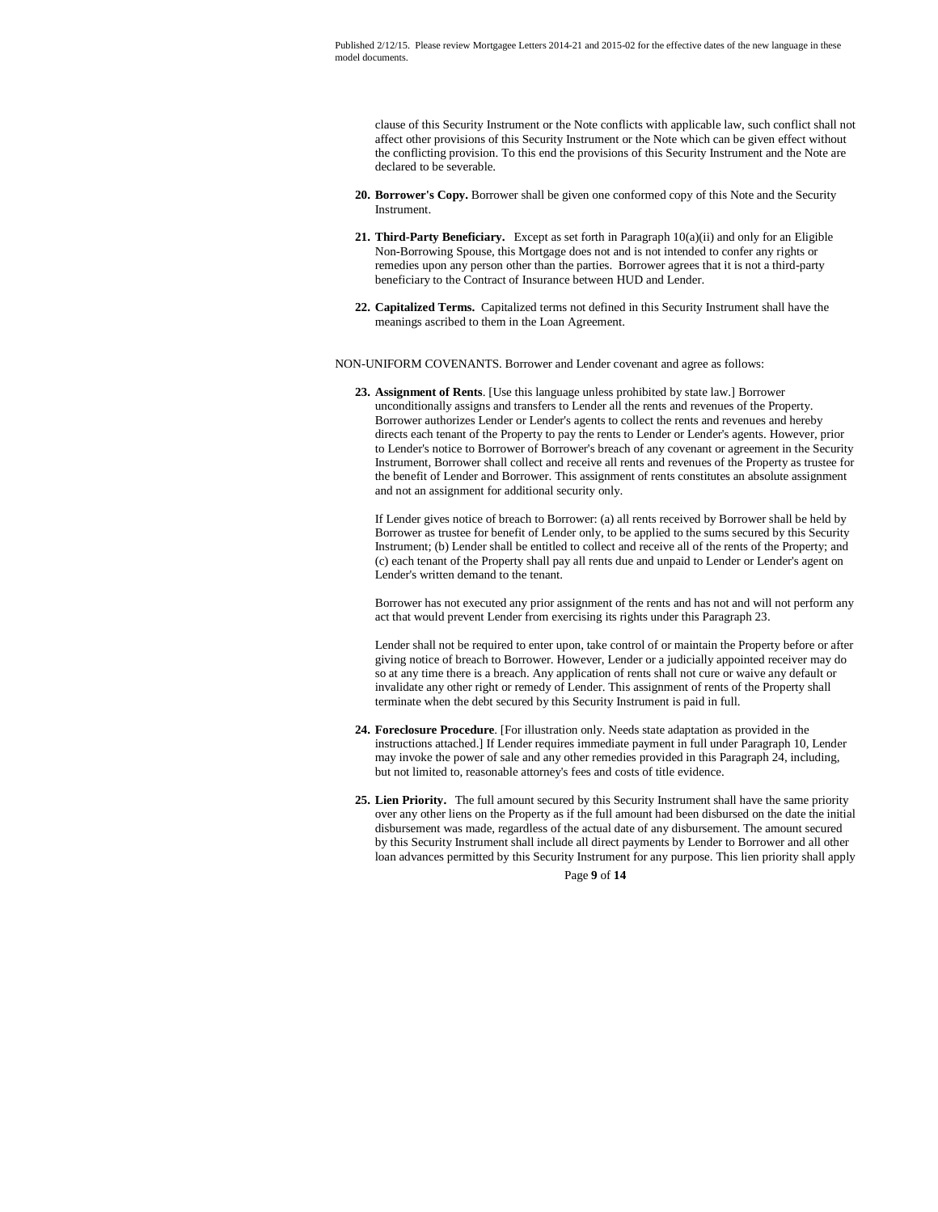clause of this Security Instrument or the Note conflicts with applicable law, such conflict shall not affect other provisions of this Security Instrument or the Note which can be given effect without the conflicting provision. To this end the provisions of this Security Instrument and the Note are declared to be severable.

20. **Borrower's Copy.** Borrower shall be given one conformed copy of this Note and the Security Instrument.

21. **Third-Party Beneficiary.** Except as set forth in Paragraph 10(a)(ii) and only for an Eligible Non-Borrowing Spouse, this Mortgage does not and is not intended to confer any rights or remedies upon any person other than the parties. Borrower agrees that it is not a third-party beneficiary to the Contract of Insurance between HUD and Lender.

22. **Capitalized Terms.** Capitalized terms not defined in this Security Instrument shall have the meanings ascribed to them in the Loan Agreement.

NON-UNIFORM COVENANTS. Borrower and Lender covenant and agree as follows:

23. **Assignment of Rents**. [Use this language unless prohibited by state law.] Borrower unconditionally assigns and transfers to Lender all the rents and revenues of the Property. Borrower authorizes Lender or Lender's agents to collect the rents and revenues and hereby directs each tenant of the Property to pay the rents to Lender or Lender's agents. However, prior to Lender's notice to Borrower of Borrower's breach of any covenant or agreement in the Security Instrument, Borrower shall collect and receive all rents and revenues of the Property as trustee for the benefit of Lender and Borrower. This assignment of rents constitutes an absolute assignment and not an assignment for additional security only.

    If Lender gives notice of breach to Borrower: (a) all rents received by Borrower shall be held by Borrower as trustee for benefit of Lender only, to be applied to the sums secured by this Security Instrument; (b) Lender shall be entitled to collect and receive all of the rents of the Property; and (c) each tenant of the Property shall pay all rents due and unpaid to Lender or Lender's agent on Lender's written demand to the tenant.

    Borrower has not executed any prior assignment of the rents and has not and will not perform any act that would prevent Lender from exercising its rights under this Paragraph 23.

    Lender shall not be required to enter upon, take control of or maintain the Property before or after giving notice of breach to Borrower. However, Lender or a judicially appointed receiver may do so at any time there is a breach. Any application of rents shall not cure or waive any default or invalidate any other right or remedy of Lender. This assignment of rents of the Property shall terminate when the debt secured by this Security Instrument is paid in full.

24. **Foreclosure Procedure**. [For illustration only. Needs state adaptation as provided in the instructions attached.] If Lender requires immediate payment in full under Paragraph 10, Lender may invoke the power of sale and any other remedies provided in this Paragraph 24, including, but not limited to, reasonable attorney's fees and costs of title evidence.

25. **Lien Priority.** The full amount secured by this Security Instrument shall have the same priority over any other liens on the Property as if the full amount had been disbursed on the date the initial disbursement was made, regardless of the actual date of any disbursement. The amount secured by this Security Instrument shall include all direct payments by Lender to Borrower and all other loan advances permitted by this Security Instrument for any purpose. This lien priority shall apply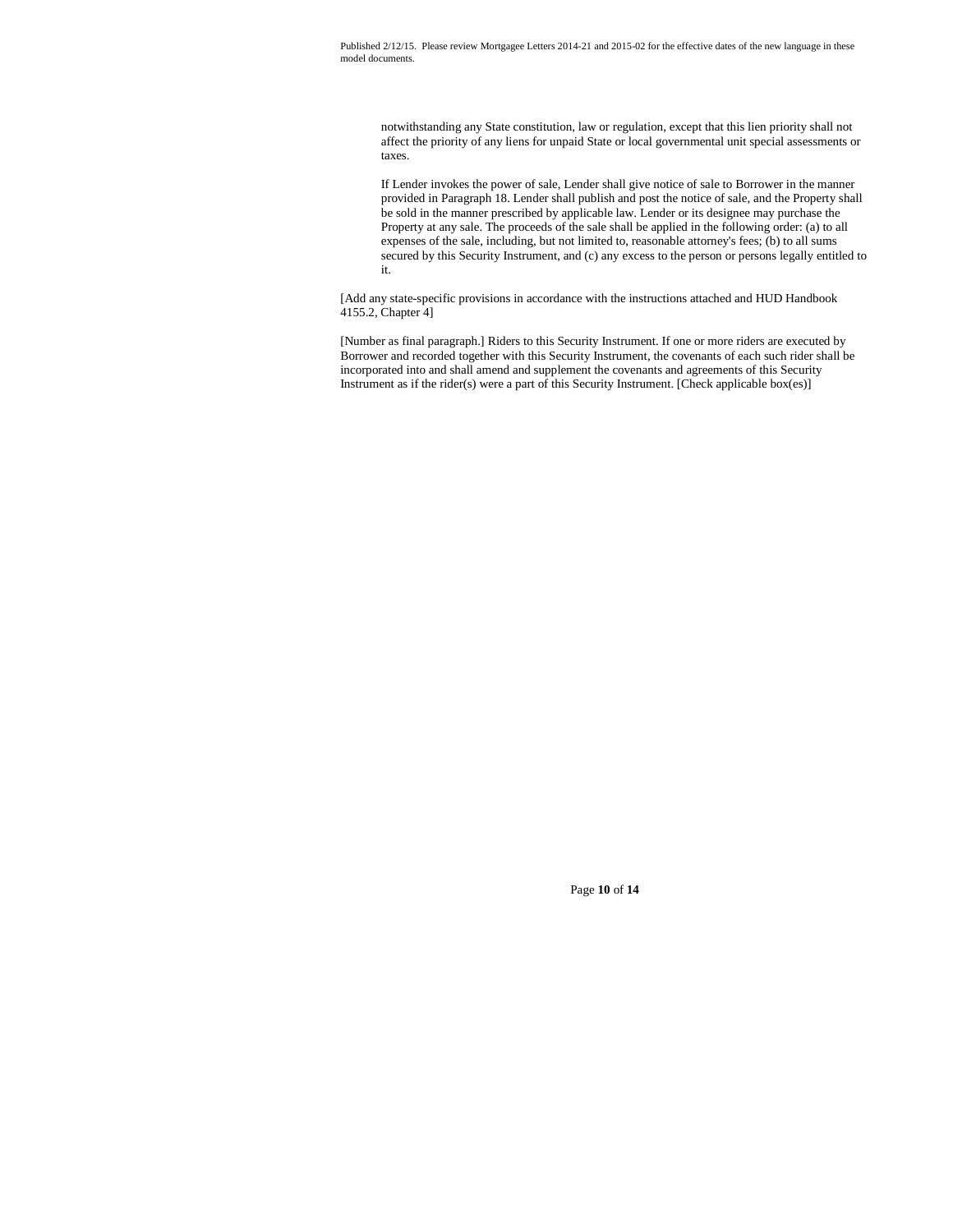notwithstanding any State constitution, law or regulation, except that this lien priority shall not affect the priority of any liens for unpaid State or local governmental unit special assessments or taxes.

If Lender invokes the power of sale, Lender shall give notice of sale to Borrower in the manner provided in Paragraph 18. Lender shall publish and post the notice of sale, and the Property shall be sold in the manner prescribed by applicable law. Lender or its designee may purchase the Property at any sale. The proceeds of the sale shall be applied in the following order: (a) to all expenses of the sale, including, but not limited to, reasonable attorney's fees; (b) to all sums secured by this Security Instrument, and (c) any excess to the person or persons legally entitled to it.

[Add any state-specific provisions in accordance with the instructions attached and HUD Handbook 4155.2, Chapter 4]

[Number as final paragraph.] Riders to this Security Instrument. If one or more riders are executed by Borrower and recorded together with this Security Instrument, the covenants of each such rider shall be incorporated into and shall amend and supplement the covenants and agreements of this Security Instrument as if the rider(s) were a part of this Security Instrument. [Check applicable box(es)]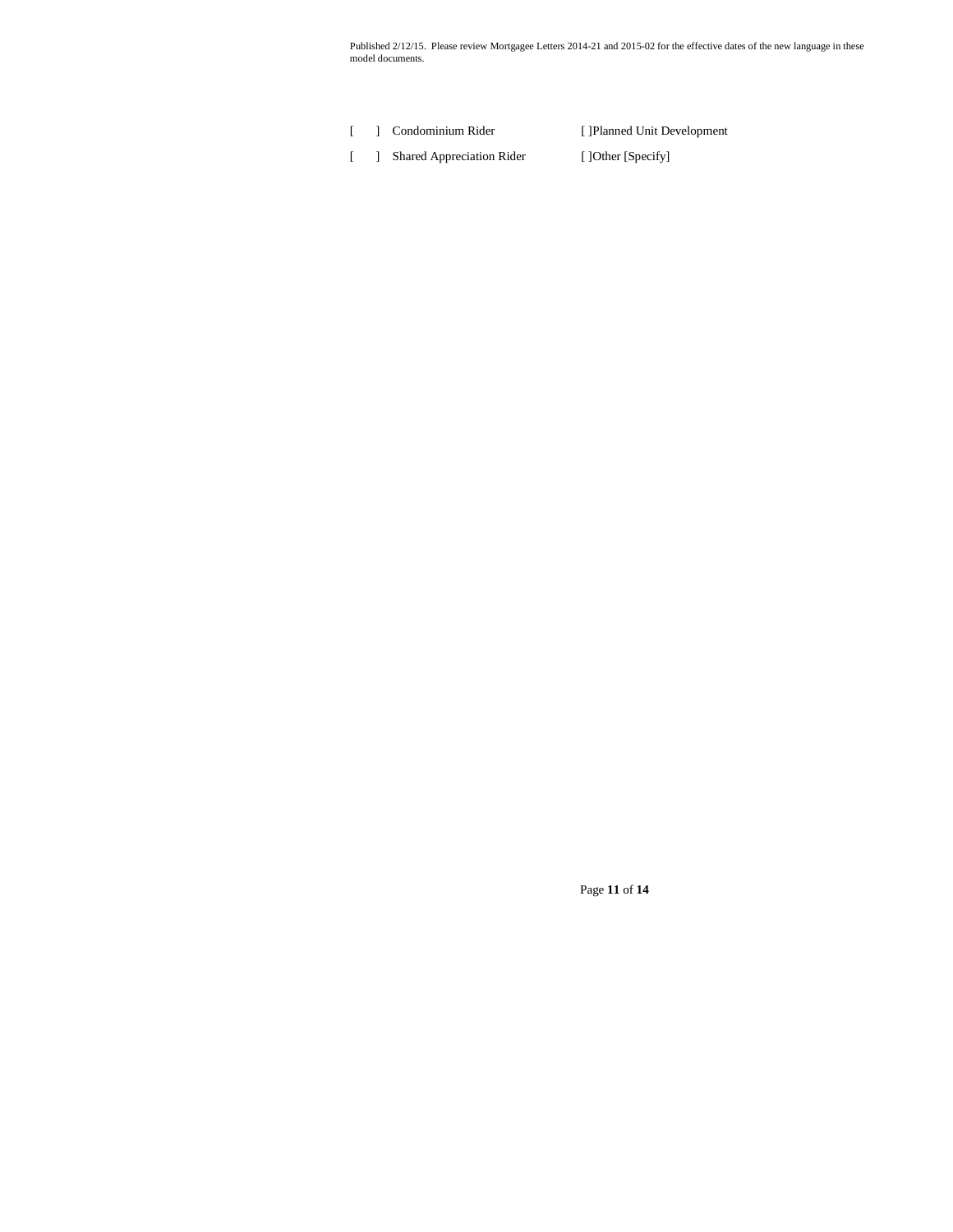Published 2/12/15. Please review Mortgagee Letters 2014-21 and 2015-02 for the effective dates of the new language in these model documents.

| | |
|---|---|
| [ ] Condominium Rider | [ ]Planned Unit Development |
| [ ] Shared Appreciation Rider | [ ]Other [Specify] |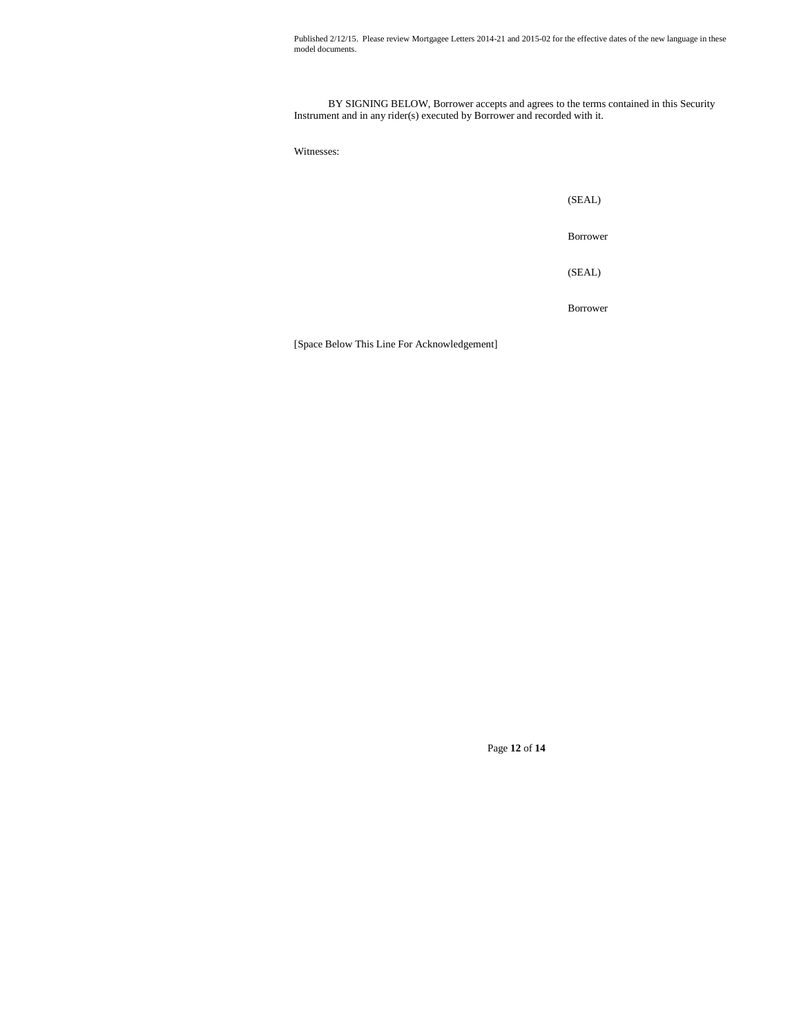Published 2/12/15. Please review Mortgagee Letters 2014-21 and 2015-02 for the effective dates of the new language in these model documents.

BY SIGNING BELOW, Borrower accepts and agrees to the terms contained in this Security Instrument and in any rider(s) executed by Borrower and recorded with it.

Witnesses:

(SEAL)

Borrower

(SEAL)

Borrower

[Space Below This Line For Acknowledgement]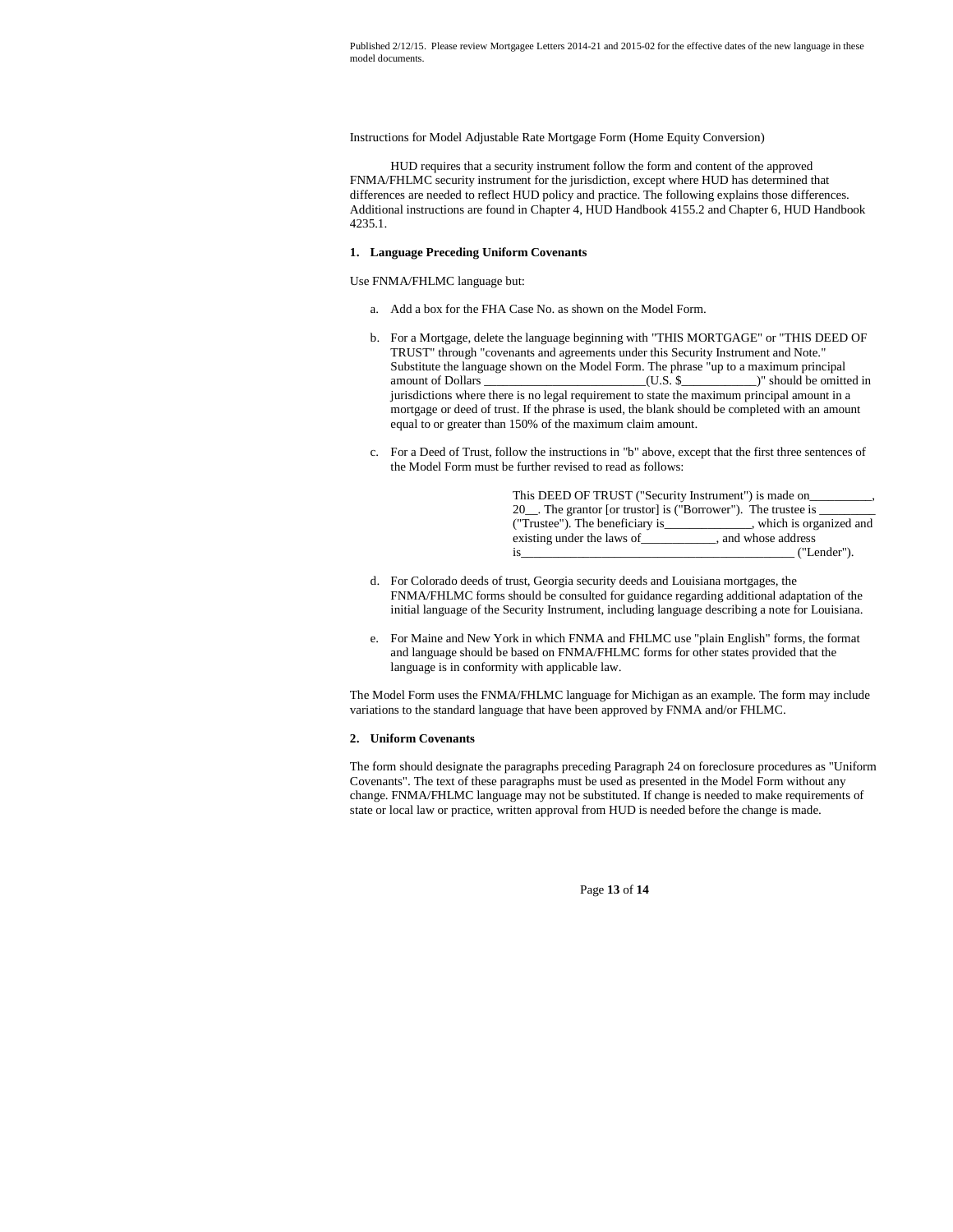Published 2/12/15. Please review Mortgagee Letters 2014-21 and 2015-02 for the effective dates of the new language in these model documents.

Instructions for Model Adjustable Rate Mortgage Form (Home Equity Conversion)

HUD requires that a security instrument follow the form and content of the approved FNMA/FHLMC security instrument for the jurisdiction, except where HUD has determined that differences are needed to reflect HUD policy and practice. The following explains those differences. Additional instructions are found in Chapter 4, HUD Handbook 4155.2 and Chapter 6, HUD Handbook 4235.1.

**1. Language Preceding Uniform Covenants**

Use FNMA/FHLMC language but:

a. Add a box for the FHA Case No. as shown on the Model Form.

b. For a Mortgage, delete the language beginning with "THIS MORTGAGE" or "THIS DEED OF TRUST" through "covenants and agreements under this Security Instrument and Note." Substitute the language shown on the Model Form. The phrase "up to a maximum principal amount of Dollars __________________________(U.S. $____________)" should be omitted in jurisdictions where there is no legal requirement to state the maximum principal amount in a mortgage or deed of trust. If the phrase is used, the blank should be completed with an amount equal to or greater than 150% of the maximum claim amount.

c. For a Deed of Trust, follow the instructions in "b" above, except that the first three sentences of the Model Form must be further revised to read as follows:

> This DEED OF TRUST ("Security Instrument") is made on__________, 20__. The grantor [or trustor] is ("Borrower"). The trustee is _________ ("Trustee"). The beneficiary is______________, which is organized and existing under the laws of____________, and whose address is_____________________________________________ ("Lender").

d. For Colorado deeds of trust, Georgia security deeds and Louisiana mortgages, the FNMA/FHLMC forms should be consulted for guidance regarding additional adaptation of the initial language of the Security Instrument, including language describing a note for Louisiana.

e. For Maine and New York in which FNMA and FHLMC use "plain English" forms, the format and language should be based on FNMA/FHLMC forms for other states provided that the language is in conformity with applicable law.

The Model Form uses the FNMA/FHLMC language for Michigan as an example. The form may include variations to the standard language that have been approved by FNMA and/or FHLMC.

**2. Uniform Covenants**

The form should designate the paragraphs preceding Paragraph 24 on foreclosure procedures as "Uniform Covenants". The text of these paragraphs must be used as presented in the Model Form without any change. FNMA/FHLMC language may not be substituted. If change is needed to make requirements of state or local law or practice, written approval from HUD is needed before the change is made.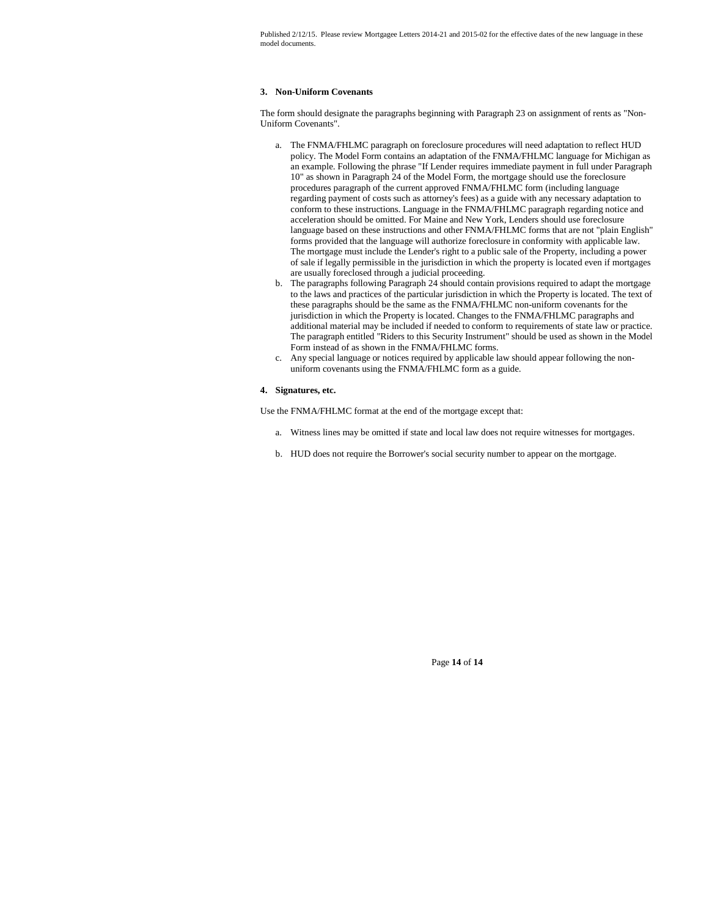### 3. Non-Uniform Covenants

The form should designate the paragraphs beginning with Paragraph 23 on assignment of rents as "Non-Uniform Covenants".

a. The FNMA/FHLMC paragraph on foreclosure procedures will need adaptation to reflect HUD policy. The Model Form contains an adaptation of the FNMA/FHLMC language for Michigan as an example. Following the phrase "If Lender requires immediate payment in full under Paragraph 10" as shown in Paragraph 24 of the Model Form, the mortgage should use the foreclosure procedures paragraph of the current approved FNMA/FHLMC form (including language regarding payment of costs such as attorney's fees) as a guide with any necessary adaptation to conform to these instructions. Language in the FNMA/FHLMC paragraph regarding notice and acceleration should be omitted. For Maine and New York, Lenders should use foreclosure language based on these instructions and other FNMA/FHLMC forms that are not "plain English" forms provided that the language will authorize foreclosure in conformity with applicable law. The mortgage must include the Lender's right to a public sale of the Property, including a power of sale if legally permissible in the jurisdiction in which the property is located even if mortgages are usually foreclosed through a judicial proceeding.
b. The paragraphs following Paragraph 24 should contain provisions required to adapt the mortgage to the laws and practices of the particular jurisdiction in which the Property is located. The text of these paragraphs should be the same as the FNMA/FHLMC non-uniform covenants for the jurisdiction in which the Property is located. Changes to the FNMA/FHLMC paragraphs and additional material may be included if needed to conform to requirements of state law or practice. The paragraph entitled "Riders to this Security Instrument" should be used as shown in the Model Form instead of as shown in the FNMA/FHLMC forms.
c. Any special language or notices required by applicable law should appear following the non-uniform covenants using the FNMA/FHLMC form as a guide.

### 4. Signatures, etc.

Use the FNMA/FHLMC format at the end of the mortgage except that:

a. Witness lines may be omitted if state and local law does not require witnesses for mortgages.
b. HUD does not require the Borrower's social security number to appear on the mortgage.